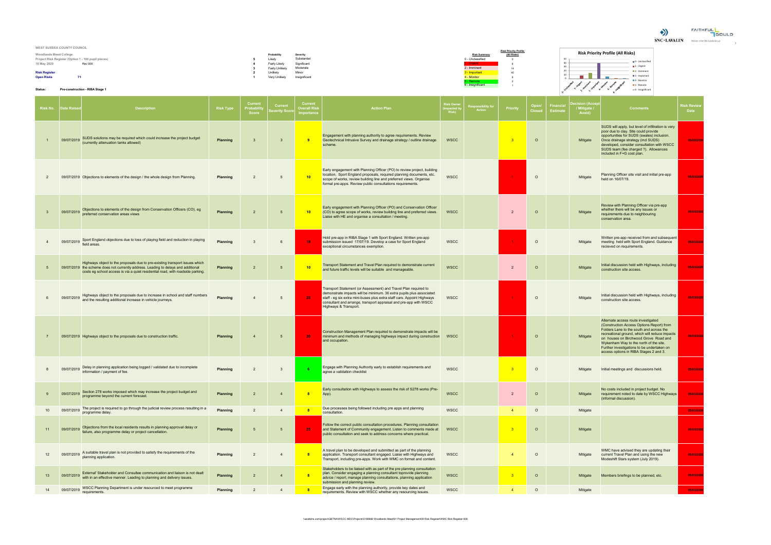**WEST SUSSEX COUNTY COUNCIL**

**Woodlands Meed College**
**Project Risk Register (Option 1 - 100 pupil places)**
**19 May 2020** Rev 006

**Risk Register**
**Open Risks** 71

| | Probability | Severity |
|---|---|---|
| 5 | Likely | Substantial |
| 4 | Fairly Likely | Significant |
| 3 | Fairly Unlikely | Moderate |
| 2 | Unlikely | Minor |
| 1 | Very Unlikely | Insignificant |

| Risk Summary | Risk Priority Profile (All Risks) |
|---|---|
| 0 - Unclassified | 0 |
| 1 - Urgent | 8 |
| 2 - Imminent | 14 |
| 3 - Important | 40 |
| 4 - Monitor | 6 |
| 5 - Remote | 2 |
| 6 - Insignificant | 1 |

**Risk Priority Profile (All Risks)**

**Status:** Pre-construction - RIBA Stage 1

| Risk No. | Date Raised | Description | Risk Type | Current Probability Score | Current Severity Score | Current Overall Risk Importance | Action Plan | Risk Owner (Impacted by Risk) | Responsibility for Action | Priority | Open/ Closed | Financial Estimate | Decision (Accept / Mitigate / Avoid) | Comments | Risk Review Date |
|---|---|---|---|---|---|---|---|---|---|---|---|---|---|---|---|
| 1 | 09/07/2019 | SUDS solutions may be required which could increase the project budget (currently attenuation tanks allowed) | Planning | 3 | 3 | 9 | Engagement with planning authority to agree requirements. Review Geotechnical Intrusive Survey and drainage strategy / outline drainage scheme. | WSCC | | 3 | O | | Mitigate | SUDS will apply, but level of infiltration is very poor due to clay. Site could provide opportunities for SUDS (swales) inclusion. Once drainage strategy (incl SUDS) developed, consider consultation with WSCC SUDS team (fee charged ?). Allowances included in F+G cost plan. | 05/03/2020 |
| 2 | 09/07/2019 | Objections to elements of the design / the whole design from Planning. | Planning | 2 | 5 | 10 | Early engagement with Planning Officer (PO) to review project, building location, Sport England proposals, required planning documents, etc. scope of works, review building line and preferred views. Organise formal pre-apps. Review public consultations requirements. | WSCC | | 1 | O | | Mitigate | Planning Officer site visit and initial pre-app held on 16/07/19. | 05/03/2020 |
| 3 | 09/07/2019 | Objections to elements of the design from Conservation Officers (CO), eg preferred conservation areas views | Planning | 2 | 5 | 10 | Early engagement with Planning Officer (PO) and Conservation Officer (CO) to agree scope of works, review building line and preferred views. Liaise with HE and organise a consultation / meeting. | WSCC | | 2 | O | | Mitigate | Review with Planning Officer via pre-app whether there will be any issues or requirements due to neighbouring conservation area. | 05/03/2020 |
| 4 | 09/07/2019 | Sport England objections due to loss of playing field and reduction in playing field areas. | Planning | 3 | 6 | 18 | Hold pre-app in RIBA Stage 1 with Sport England. Written pre-app submission issued 17/07/19. Develop a case for Sport England exceptional circumstances exemption. | WSCC | | 1 | O | | Mitigate | Written pre-app received from and subsequent meeting held with Sport England. Guidance recieved on requirements. | 05/03/2020 |
| 5 | 09/07/2019 | Highways object to the proposals due to pre-existing transport issues which the scheme does not currently address. Leading to delays and additional costs eg school access is via a quiet residential road, with roadside parking. | Planning | 2 | 5 | 10 | Transport Statement and Travel Plan required to demonstrate current and future traffic levels will be suitable and manageable. | WSCC | | 2 | O | | Mitigate | Initial discussion held with Highways, including construction site access. | 05/03/2020 |
| 6 | 09/07/2019 | Highways object to the proposals due to increase in school and staff numbers and the resulting additional increase in vehicle journeys. | Planning | 4 | 5 | 20 | Transport Statement (or Assessment) and Travel Plan required to demonstrate impacts will be minimum. 36 extra pupils plus associated staff - eg six extra mini-buses plus extra staff cars. Appoint Highways consultant and arrange, transport appraisal and pre-app with WSCC Highways & Transport. | WSCC | | 1 | O | | Mitigate | Initial discussion held with Highways, including construction site access. | 05/03/2020 |
| 7 | 09/07/2019 | Highways object to the proposals due to construction traffic. | Planning | 4 | 5 | 20 | Construction Management Plan required to demonstrate impacts will be minimum and methods of managing highways impact during construction and occupation. | WSCC | | 1 | O | | Mitigate | Alternate access route investigated (Construction Access Options Report) from Folders Lane to the south and across the recreational ground, which will reduce impacts on houses on Birchwood Grove Road and Wykenham Way to the north of the site. Further investigations to be undertaken on access options in RIBA Stages 2 and 3. | 05/03/2020 |
| 8 | 09/07/2019 | Delay in planning application being logged / validated due to incomplete information / payment of fee. | Planning | 2 | 3 | 6 | Engage with Planning Authority early to establish requirements and agree a validation checklist | WSCC | | 3 | O | | Mitigate | Initial meetings and discussions held. | 05/03/2020 |
| 9 | 09/07/2019 | Section 278 works imposed which may increase the project budget and programme beyond the current forecast. | Planning | 2 | 4 | 8 | Early consultation with Highways to assess the risk of S278 works (Pre-App). | WSCC | | 2 | O | | Mitigate | No costs included in project budget. No requirement noted to date by WSCC Highways (informal discussion). | 05/03/2020 |
| 10 | 09/07/2019 | The project is required to go through the judicial review process resulting in a programme delay. | Planning | 2 | 4 | 8 | Due processes being followed including pre apps and planning consultation. | WSCC | | 4 | O | | Mitigate | | 05/03/2020 |
| 11 | 09/07/2019 | Objections from the local residents results in planning approval delay or failure, also programme delay or project cancellation. | Planning | 5 | 5 | 25 | Follow the correct public consultation procedures. Planning consultation and Statement of Community engagement. Listen to comments made at public consultation and seek to address concerns where practical. | WSCC | | 3 | O | | Mitigate | | 05/03/2020 |
| 12 | 09/07/2019 | A suitable travel plan is not provided to satisfy the requirements of the planning application. | Planning | 2 | 4 | 8 | A travel plan to be developed and submitted as part of the planning application. Transport consultant engaged. Liaise with Highways and Transport, including pre-apps. Work with WMC on format and content. | WSCC | | 4 | O | | Mitigate | WMC have advised they are updating their current Travel Plan and using the new Modeshift Stars system (July 2019). | 05/03/2020 |
| 13 | 09/07/2019 | External' Stakeholder and Consultee communication and liaison is not dealt with in an effective manner. Leading to planning and delivery issues. | Planning | 2 | 4 | 8 | Stakeholders to be liaised with as part of the pre planning consultation plan. Consider engaging a planning consultant toprovide planning advice / report, manage planning consultations, planning application submission and planning review. | WSCC | | 3 | O | | Mitigate | Members briefings to be planned, etc. | 05/03/2020 |
| 14 | 09/07/2019 | WSCC Planning Department is under resourced to meet programme requirements. | Planning | 2 | 4 | 8 | Engage early with the planning authority, provide key dates and requirements. Review with WSCC whether any resourcing issues. | WSCC | | 4 | O | | Mitigate | | 05/03/2020 |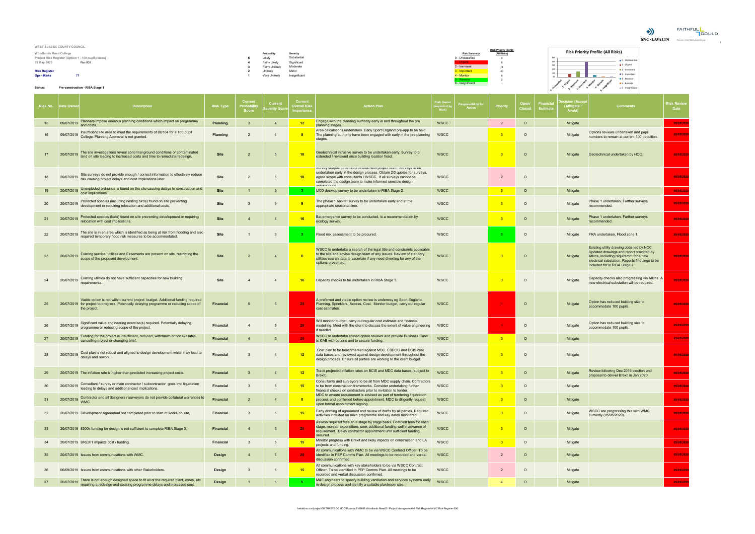**WEST SUSSEX COUNTY COUNCIL**

**Woodlands Mead College**
**Project Risk Register (Option 1 - 100 pupil places)**
**19 May 2020** Rev 006

**Risk Register**
**Open Risks** 71

**Status:** Pre-construction - RIBA Stage 1

| | Probability | Severity |
|---|---|---|
| 5 | Likely | Substantial |
| 4 | Fairly Likely | Significant |
| 3 | Fairly Unlikely | Moderate |
| 2 | Unlikely | Minor |
| 1 | Very Unlikely | Insignificant |

| Risk Summary | Risk Priority Profile (All Risks) |
|---|---|
| 0 - Unclassified | 0 |
| 1 - Urgent | 8 |
| 2 - Imminent | 14 |
| 3 - Important | 40 |
| 4 - Monitor | 6 |
| 5 - Remote | 2 |
| 6 - Insignificant | 1 |

**Risk Priority Profile (All Risks)**

| Risk No. | Date Raised | Description | Risk Type | Current Probability Score | Current Severity Score | Current Overall Risk Importance | Action Plan | Risk Owner (Impacted by Risk) | Responsibility for Action | Priority | Open/ Closed | Financial Estimate | Decision (Accept / Mitigate / Avoid) | Comments | Risk Review Date |
|---|---|---|---|---|---|---|---|---|---|---|---|---|---|---|---|
| 15 | 09/07/2019 | Planners impose onerous planning conditions which impact on programme and costs. | Planning | 3 | 4 | 12 | Engage with the planning authority early in and throughout the pre planning stages. | WSCC | | 2 | O | | Mitigate | | 05/05/2020 |
| 16 | 09/07/2019 | Insufficient site area to meet the requirements of BB104 for a 100 pupil College. Planning Approval is not granted. | Planning | 2 | 4 | 8 | Area calculations undertaken. Early Sport England pre-app to be held. The planning authority have been engaged with early in the pre planning stages. | WSCC | | 3 | O | | Mitigate | Options reviews undertaken and pupil numbers to remain at current 100 popultion. | 05/05/2020 |
| 17 | 20/07/2019 | The site investigations reveal abnormal ground conditions or contaminated land on site leading to increased costs and time to remediate/redesign. | Site | 2 | 5 | 10 | Geotechnical intrusive survey to be undertaken early. Survey to b extended / reviewed once building location fixed. | WSCC | | 3 | O | | Mitigate | Geotechnical undertaken by HCC. | 05/05/2020 |
| 18 | 20/07/2019 | Site surveys do not provide enough / correct information to effectively reduce risk causing project delays and cost implications later. | Site | 2 | 5 | 10 | Survey scopes to be co-ordinated with project team. Surveys to be undertaken early in the design process. Obtain 2/3 quotes for surveys, agree scope with consultants / WSCC. If all surveys cannot be completed the design team to make informed sensible design assumptions | WSCC | | 2 | O | | Mitigate | | 05/05/2020 |
| 19 | 20/07/2019 | Unexploded ordnance is found on the site causing delays to construction and cost implications. | Site | 1 | 3 | 3 | UXO desktop survey to be undertaken in RIBA Stage 2. | WSCC | | 3 | O | | Mitigate | | 05/05/2020 |
| 20 | 20/07/2019 | Protected species (including nesting birds) found on site preventing development or requiring relocation and additional costs. | Site | 3 | 3 | 9 | The phase 1 habitat survey to be undertaken early and at the appropriate seasonal time. | WSCC | | 3 | O | | Mitigate | Phase 1 undertaken. Further surveys recommended. | 05/05/2020 |
| 21 | 20/07/2019 | Protected species (bats) found on site preventing development or requiring relocation with cost implications. | Site | 4 | 4 | 16 | Bat emergence survey to be conducted, is a recommendation by ecology survey. | WSCC | | 3 | O | | Mitigate | Phase 1 undertaken. Further surveys recommended. | 05/05/2020 |
| 22 | 20/07/2019 | The site is in an area which is identified as being at risk from flooding and also required temporary flood risk measures to be accommodated. | Site | 1 | 3 | 3 | Flood risk assessment to be procured. | WSCC | | 5 | O | | Mitigate | FRA undertaken, Flood zone 1. | 05/05/2020 |
| 23 | 20/07/2019 | Existing service, utilities and Easements are present on site, restricting the scope of the proposed development. | Site | 2 | 4 | 8 | WSCC to undertake a search of the legal title and constraints applicable to the site and advise design team of any issues. Review of statutory utilities search data to ascertain if any need diverting for any of the options presented. | WSCC | | 3 | O | | Mitigate | Existing utility drawing obtained by HCC. Updated drawings and report provided by Atkins, including requiremnt for a new electrical substation. Reports findinings to be included for in RIBA Stage 2. | 05/05/2020 |
| 24 | 20/07/2019 | Existing utilities do not have sufficient capacities for new building requirements. | Site | 4 | 4 | 16 | Capacity checks to be undertaken in RIBA Stage 1. | WSCC | | 3 | O | | Mitigate | Capacity checks also progressing via Atkins. A new electrical substation will be required. | 05/05/2020 |
| 25 | 20/07/2019 | Viable option is not within current project budget. Additional funding required for project to progress. Potentially delaying programme or reducing scope of the project. | Financial | 5 | 5 | 25 | A preferred and viable option review is underway eg Sport England, Planning, Sprinklers, Access, Cost. Monitor budget, carry out regular cost estimates. | WSCC | | 1 | O | | Mitigate | Option has reduced building size to accommodate 100 pupils. | 05/05/2020 |
| 26 | 20/07/2019 | Significant value engineering exercise(s) required. Potentially delaying programme or reducing scope of the project. | Financial | 4 | 5 | 20 | Will monitor budget, carry out regular cost estimate and financial modelling. Meet with the client to discuss the extent of value engineering if needed. | WSCC | | 1 | O | | Mitigate | Option has reduced building size to accommodate 100 pupils. | 05/05/2020 |
| 27 | 20/07/2019 | Funding for the project is insufficient, reduced, withdrawn or not available, cancelling project or changing brief. | Financial | 4 | 5 | 20 | WSCC to undertake costed option reviews and provide Business Case to CAB with options and to secure funding. | WSCC | | 3 | O | | Mitigate | | 05/05/2020 |
| 28 | 20/07/2019 | Cost plan is not robust and aligned to design development which may lead to delays and rework. | Financial | 3 | 4 | 12 | Cost plan to be benchmarked against MDC, EBDOG and BCIS cost data bases and reviewed against design development throughout the design process. Ensure all parties are working to the client budget. | WSCC | | 3 | O | | Mitigate | | 05/05/2020 |
| 29 | 20/07/2019 | The inflation rate is higher than predicted increasing project costs. | Financial | 3 | 4 | 12 | Track projected inflation rates on BCIS and MDC data bases (subject to Brexit). | WSCC | | 3 | O | | Mitigate | Review following Dec 2019 election and proposal to deliver Brexit in Jan 2020. | 05/05/2020 |
| 30 | 20/07/2019 | Consultant / survey or main contractor / subcontractor goes into liquidation leading to delays and additional cost implications. | Financial | 3 | 5 | 15 | Consultants and surveyors to be all from MDC supply chain. Contractors to be from construction frameworks. Consider undertaking further financial checks on contractors prior to invitation to tender. | WSCC | | 3 | O | | Mitigate | | 05/05/2020 |
| 31 | 20/07/2019 | Contractor and all designers / surveyors do not provide collateral warranties to WMC. | Financial | 2 | 4 | 8 | MDC to ensure requirement is advised as part of tendering / quotation process and confirmed before appointment. MDC to diligently request upon formal appointment signing. | WSCC | | 3 | O | | Mitigate | | 05/05/2020 |
| 32 | 20/07/2019 | Development Agreement not completed prior to start of works on site, | Financial | 3 | 5 | 15 | Early drafting of agreement and review of drafts by all parties. Required activities included on main programme and key dates monitored. | WSCC | | 3 | O | | Mitigate | WSCC are progressing this with WMC currently (05/05/2020). | 05/05/2020 |
| 33 | 20/07/2019 | £500k funding for design is not sufficient to complete RIBA Stage 3. | Financial | 4 | 5 | 20 | Assess required fees an a stage by stage basis. Forecast fees for each stage, monitor expenditure, seek additional funding well in advance of requirement. Delay contractor appointment until sufficient funding secured. | WSCC | | 3 | O | | Mitigate | | 05/05/2020 |
| 34 | 20/07/2019 | BREXIT impacts cost / funding. | Financial | 3 | 5 | 15 | Monitor progress with Brexit and likely impacts on construction and LA projects and funding. | WSCC | | 3 | O | | Mitigate | | 05/05/2020 |
| 35 | 20/07/2019 | Issues from communications with WMC. | Design | 4 | 5 | 20 | All communications with WMC to be via WSCC Contract Officer. To be identified in PEP Comms Plan. All meetings to be recorded and verbal discussion confirmed. | WSCC | | 2 | O | | Mitigate | | 05/05/2020 |
| 36 | 06/09/2019 | Issues from communications with other Stakeholders. | Design | 3 | 5 | 15 | All communications with key stakeholders to be via WSCC Contract Officer. To be identified in PEP Comms Plan. All meetings to be recorded and verbal discussion confirmed. | WSCC | | 2 | O | | Mitigate | | 05/05/2020 |
| 37 | 20/07/2019 | There is not enough designed space to fit all of the required plant, cores, etc requiring a redesign and causing programme delays and increased cost. | Design | 1 | 5 | 5 | M&E engineers to specify building ventilation and services systems early in design process and identify a suitable plantroom size. | WSCC | | 4 | O | | Mitigate | | 05/05/2020 |

\\weatkins.com\project\GBTNA\WSCC MDC\Projects\5188668 Woodlands Mead\01 Project Management\09 Risk Register\WMC Risk Register-006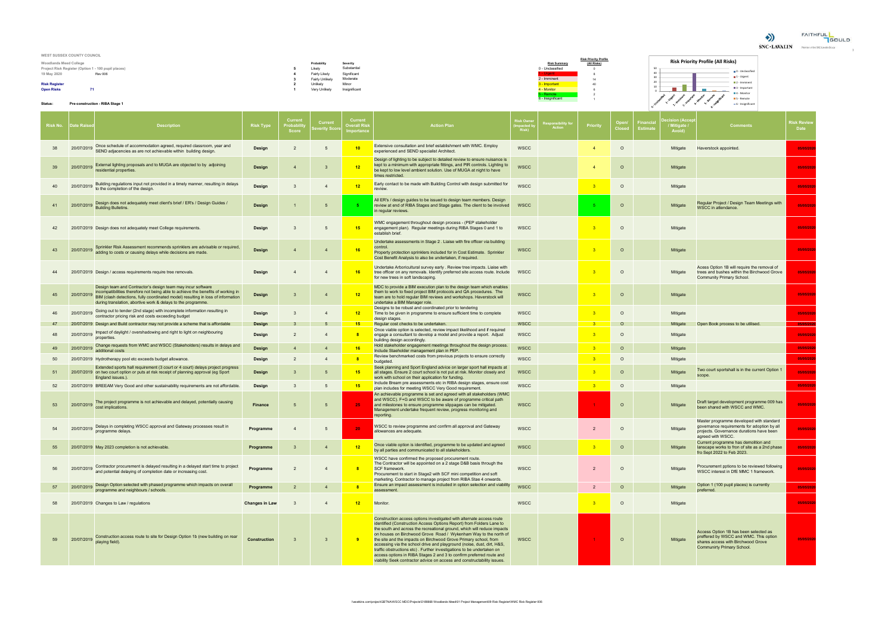**WEST SUSSEX COUNTY COUNCIL**

**Woodlands Meed College**
Project Risk Register (Option 1 - 100 pupil places)
19 May 2020 Rev 008

**Risk Register**
**Open Risks** 71

**Status:** Pre-construction - RIBA Stage 1

| | Probability | Severity |
|---|---|---|
| 5 | Likely | Substantial |
| 4 | Fairly Likely | Significant |
| 3 | Fairly Unlikely | Moderate |
| 2 | Unlikely | Minor |
| 1 | Very Unlikely | Insignificant |

| Risk Summary | Risk Priority Profile (All Risks) |
|---|---|
| 0 - Unclassified | 0 |
| 1 - Urgent | 8 |
| 2 - Imminent | 14 |
| 3 - Important | 40 |
| 4 - Monitor | 6 |
| 5 - Remote | 2 |
| 6 - Insignificant | 1 |

**Risk Priority Profile (All Risks)**

| Risk No. | Date Raised | Description | Risk Type | Current Probability Score | Current Severity Score | Current Overall Risk Importance | Action Plan | Risk Owner (Impacted by Risk) | Responsibility for Action | Priority | Open/ Closed | Financial Estimate | Decision (Accept / Mitigate / Avoid) | Comments | Risk Review Date |
|---|---|---|---|---|---|---|---|---|---|---|---|---|---|---|---|
| 38 | 20/07/2019 | Once schedule of accommodation agreed, required classroom, year and SEND adjacencies as are not achievable within building design. | Design | 2 | 5 | 10 | Extensive consultation and brief establishment with WMC. Employ experienced and SEND specialist Architect. | WSCC | | 4 | O | | Mitigate | Haverstock appointed. | 05/03/2020 |
| 39 | 20/07/2019 | External lighting proposals and to MUGA are objected to by adjoining residential properties. | Design | 4 | 3 | 12 | Design of lighting to be subject to detailed review to ensure nuisance is kept to a minimum with appropriate fittings, and PIR controls. Lighting to be kept to low level ambient solution. Use of MUGA at night to have times restricted. | WSCC | | 4 | O | | Mitigate | | 05/03/2020 |
| 40 | 20/07/2019 | Building regulations input not provided in a timely manner, resulting in delays to the completion of the design. | Design | 3 | 4 | 12 | Early contact to be made with Building Control with design submitted for review. | WSCC | | 3 | O | | Mitigate | | 05/03/2020 |
| 41 | 20/07/2019 | Design does not adequately meet client's brief / ER's / Design Guides / Building Bulletins. | Design | 1 | 5 | 5 | All ER's / design guides to be issued to design team members. Design review at end of RIBA Stages and Stage gates. The client to be involved in regular reviews. | WSCC | | 5 | O | | Mitigate | Regular Project / Design Team Meetings with WSCC in attendance. | 05/03/2020 |
| 42 | 20/07/2019 | Design does not adequately meet College requirements. | Design | 3 | 5 | 15 | WMC engagement throughout design process - (PEP stakeholder engagement plan). Regular meetings during RIBA Stages 0 and 1 to establish brief. | WSCC | | 3 | O | | Mitigate | | 05/03/2020 |
| 43 | 20/07/2019 | Sprinkler Risk Assessment recommends sprinklers are advisable or required, adding to costs or causing delays while decisions are made. | Design | 4 | 4 | 16 | Undertake assessments in Stage 2 . Liaise with fire officer via building control. Property protection sprinklers included for in Cost Estimate. Sprinkler Cost Benefit Analysis to also be undertaken, if required. | WSCC | | 3 | O | | Mitigate | | 05/03/2020 |
| 44 | 20/07/2019 | Design / access requirements require tree removals. | Design | 4 | 4 | 16 | Undertake Arboricultural survey early . Review tree impacts. Liaise with tree officer on any removals. Identify preferred site access route. Include for new trees in soft landscaping. | WSCC | | 3 | O | | Mitigate | Acess Option 1B will require the removal of trees and bushes within the Birchwood Grove Community Primary School. | 05/03/2020 |
| 45 | 20/07/2019 | Design team and Contractor's design team may incur software incompatibilities therefore not being able to achieve the benefits of working in BIM (clash detections, fully coordinated model) resulting in loss of information during translation, abortive work & delays to the programme. | Design | 3 | 4 | 12 | MDC to provide a BIM execution plan to the design team which enables them to work to fixed project BIM protocols and QA procedures. The team are to hold regular BIM reviews and workshops. Haverstock will undertake a BIM Manager role. | WSCC | | 3 | O | | Mitigate | | 05/03/2020 |
| 46 | 20/07/2019 | Going out to tender (2nd stage) with incomplete information resulting in contractor pricing risk and costs exceeding budget | Design | 3 | 4 | 12 | Designs to be robust and coordinated prior to tendering. Time to be given in programme to ensure sufficient time to complete design stages. | WSCC | | 3 | O | | Mitigate | | 05/03/2020 |
| 47 | 20/07/2019 | Design and Build contractor may not provide a scheme that is affordable | Design | 3 | 5 | 15 | Regular cost checks to be undertaken. | WSCC | | 3 | O | | Mitigate | Open Book process to be utilised. | 05/03/2020 |
| 48 | 20/07/2019 | Impact of daylight / overshadowing and right to light on neighbouring properties. | Design | 2 | 4 | 8 | Once viable option is selected, review impact likelihood and if required engage a consultant to develop a model and provide a report. Adjust building design accordingly. | WSCC | | 3 | O | | Mitigate | | 05/03/2020 |
| 49 | 20/07/2019 | Change requests from WMC and WSCC (Stakeholders) results in delays and additional costs | Design | 4 | 4 | 16 | Hold stakeholder engagement meetings throughout the design process. Include Staeholder management plan in PEP. | WSCC | | 3 | O | | Mitigate | | 05/03/2020 |
| 50 | 20/07/2019 | Hydrotherapy pool etc exceeds budget allowance. | Design | 2 | 4 | 8 | Review benchmarked costs from previous projects to ensure correctly budgeted. | WSCC | | 3 | O | | Mitigate | | 05/03/2020 |
| 51 | 20/07/2019 | Extended sports hall requirement (3 court or 4 court) delays project progress on two court option or puts at risk receipt of planning approval (eg Sport England issues.). | Design | 3 | 5 | 15 | Seek planning and Sport England advice on larger sport hall impacts at all stages. Ensure 2 court school is not put at risk. Monitor closely and work with school on their application for funding. | WSCC | | 3 | O | | Mitigate | Two court sportshall is in the current Option 1 scope. | 05/03/2020 |
| 52 | 20/07/2019 | BREEAM Very Good and other sustainability requirements are not affordable. | Design | 3 | 5 | 15 | Include Bream pre assessments etc in RIBA design stages, ensure cost plan includes for meeting WSCC Very Good requirement. | WSCC | | 3 | O | | Mitigate | | 05/03/2020 |
| 53 | 20/07/2019 | The project programme is not achievable and delayed, potentially causing cost implications. | Finance | 5 | 5 | 25 | An achievable programme is set and agreed with all stakeholders (WMC and WSCC). F+G and WSCC to be aware of programme critical path and milestones to ensure programme slippages can be mitigated. Management undertake frequent review, progress monitoring and reporting. | WSCC | | 1 | O | | Mitigate | Draft target development programme 009 has been shared with WSCC and WMC. | 05/03/2020 |
| 54 | 20/07/2019 | Delays in completing WSCC approval and Gateway processes result in programme delays. | Programme | 4 | 5 | 20 | WSCC to review programme and confirm all approval and Gateway allowances are adequate. | WSCC | | 2 | O | | Mitigate | Master programme developed with standard governance requirements for adoption by all projects. Governance durations have been agreed with WSCC. | 05/03/2020 |
| 55 | 20/07/2019 | May 2023 completion is not achievable. | Programme | 3 | 4 | 12 | Once viable option is identified, programme to be updated and agreed by all parties and communicated to all stakeholders. | WSCC | | 3 | O | | Mitigate | Current programme has demolition and lanscape works to fron of site as a 2nd phase fro Sept 2022 to Feb 2023. | 05/03/2020 |
| 56 | 20/07/2019 | Contractor procurement is delayed resulting in a delayed start time to project and potential delaying of completion date or increasing cost. | Programme | 2 | 4 | 8 | WSCC have confirmed the proposed procurement route. The Contractor will be appointed on a 2 stage D&B basis through the SCF framework. Procurement to start in Stage2 with SCF mini competition and soft marketing. Contractor to manage project from RIBA Stage 4 onwards. | WSCC | | 2 | O | | Mitigate | Procurement options to be reviewed following WSCC interest in DfE MMC 1 framework. | 05/03/2020 |
| 57 | 20/07/2019 | Design Option selected with phased programme which impacts on overall programme and neighbours / schools. | Programme | 2 | 4 | 8 | Ensure an impact assessment is included in option selection and viability assessment. | WSCC | | 2 | O | | Mitigate | Option 1 (100 pupil places) is currently preferred. | 05/03/2020 |
| 58 | 20/07/2019 | Changes to Law / regulations | Changes in Law | 3 | 4 | 12 | Monitor. | WSCC | | 3 | O | | Mitigate | | 05/03/2020 |
| 59 | 20/07/2019 | Construction access route to site for Design Option 1b (new building on rear playing field). | Construction | 3 | 3 | 9 | Construction access options investigated with alternate access route identified (Construction Access Options Report) from Folders Lane to the south and across the recreational ground, which will reduce impacts on houses on Birchwood Grove Road / Wykenham Way to the north of the site and the impacts on Birchwood Grove Primary school, from accessing via the school drive and playground (noise, dust, dirt, H&S, traffic obstructions etc) . Further investigations to be undertaken on access options in RIBA Stages 2 and 3 to confirm preferred route and viability Seek contractor advice on access and constructability issues. | WSCC | | 1 | O | | Mitigate | Access Option 1B has been selected as preffered by WSCC and WMC. This option shares access with Birchwood Grove Communirty Primary School. | 05/03/2020 |

\\atkins.com\project\GBTNA\WSCC MDC\Projects\5188668 Woodlands Meed\01 Project Management\09 Risk Register\WMC Risk Register-008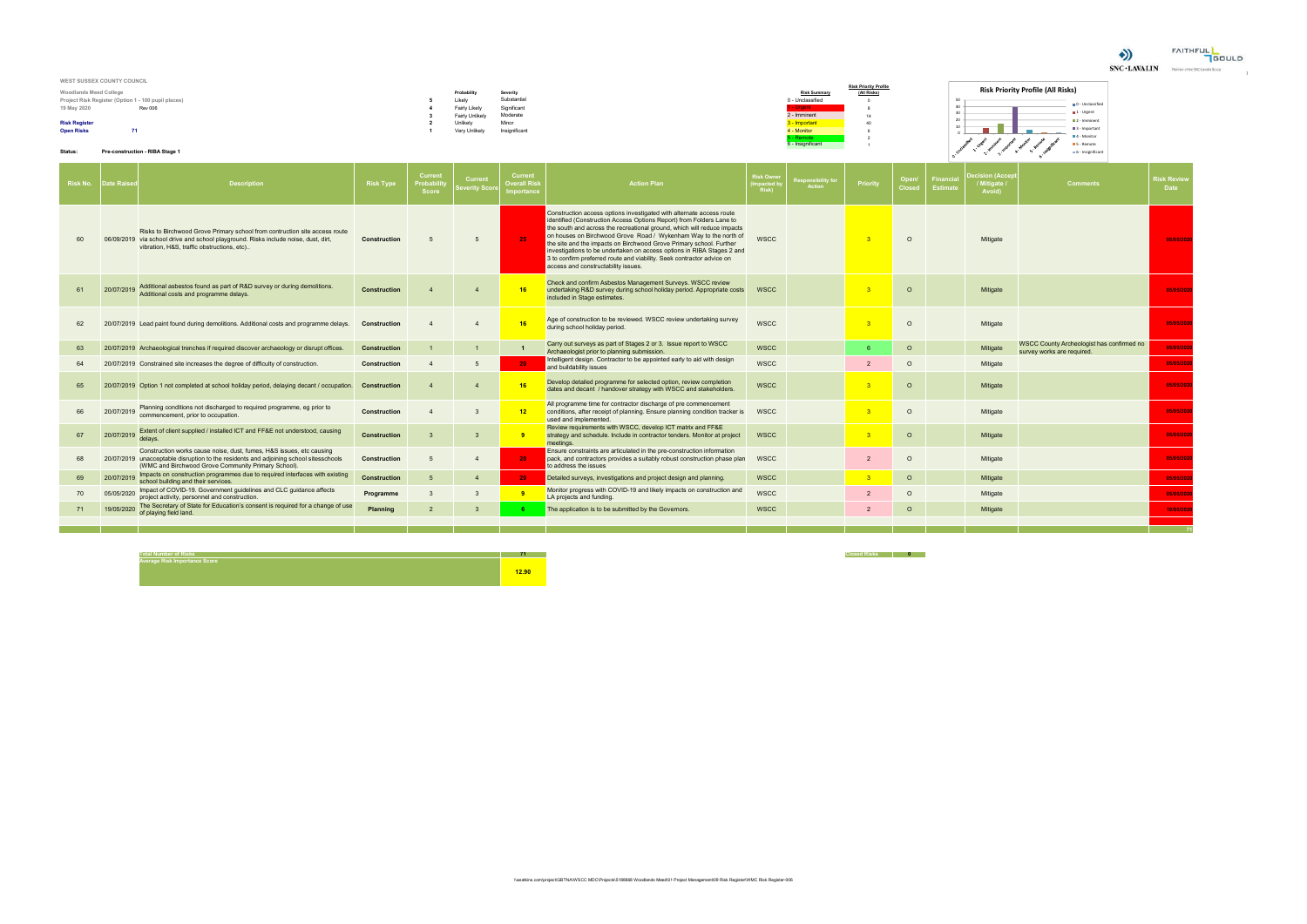WEST SUSSEX COUNTY COUNCIL

Woodlands Mead College
Project Risk Register (Option 1 - 100 pupil places)
19 May 2020 Rev 006

**Risk Register**
**Open Risks** 71

**Status:** Pre-construction - RIBA Stage 1

| | Probability | Severity |
|---|---|---|
| 5 | Likely | Substantial |
| 4 | Fairly Likely | Significant |
| 3 | Fairly Unlikely | Moderate |
| 2 | Unlikely | Minor |
| 1 | Very Unlikely | Insignificant |

| Risk Summary | Risk Priority Profile (All Risks) |
|---|---|
| 0 - Unclassified | 0 |
| 1 - Urgent | 8 |
| 2 - Imminent | 14 |
| 3 - Important | 40 |
| 4 - Monitor | 6 |
| 5 - Remote | 2 |
| 6 - Insignificant | 1 |

Risk Priority Profile (All Risks)

50
40
30
20
10
0

0 - Unclassified
1 - Urgent
2 - Imminent
3 - Important
4 - Monitor
5 - Remote
6 - Insignificant

| Risk No. | Date Raised | Description | Risk Type | Current Probability Score | Current Severity Score | Current Overall Risk Importance | Action Plan | Risk Owner (Impacted by Risk) | Responsibility for Action | Priority | Open/ Closed | Financial Estimate | Decision (Accept / Mitigate / Avoid) | Comments | Risk Review Date |
|---|---|---|---|---|---|---|---|---|---|---|---|---|---|---|---|
| 60 | 06/09/2019 | Risks to Birchwood Grove Primary school from contruction site access route via school drive and school playground. Risks include noise, dust, dirt, vibration, H&S, traffic obstructions, etc).. | Construction | 5 | 5 | 25 | Construction access options investigated with alternate access route identified (Construction Access Options Report) from Folders Lane to the south and across the recreational ground, which will reduce impacts on houses on Birchwood Grove Road / Wykenham Way to the north of the site and the impacts on Birchwood Grove Primary school. Further investigations to be undertaken on access options in RIBA Stages 2 and 3 to confirm preferred route and viability. Seek contractor advice on access and constructability issues. | WSCC | | 3 | O | | Mitigate | | 05/03/2020 |
| 61 | 20/07/2019 | Additional asbestos found as part of R&D survey or during demolitions. Additional costs and programme delays. | Construction | 4 | 4 | 16 | Check and confirm Asbestos Management Surveys. WSCC review undertaking R&D survey during school holiday period. Appropriate costs included in Stage estimates. | WSCC | | 3 | O | | Mitigate | | 05/03/2020 |
| 62 | 20/07/2019 | Lead paint found during demolitions. Additional costs and programme delays. | Construction | 4 | 4 | 16 | Age of construction to be reviewed. WSCC review undertaking survey during school holiday period. | WSCC | | 3 | O | | Mitigate | | 05/03/2020 |
| 63 | 20/07/2019 | Archaeological trenches if required discover archaeology or disrupt offices. | Construction | 1 | 1 | 1 | Carry out surveys as part of Stages 2 or 3. Issue report to WSCC Archaeologist prior to planning submission. | WSCC | | 6 | O | | Mitigate | WSCC County Archeologist has confirmed no survey works are required. | 05/03/2020 |
| 64 | 20/07/2019 | Constrained site increases the degree of difficulty of construction. | Construction | 4 | 5 | 20 | Intelligent design. Contractor to be appointed early to aid with design and buildability issues | WSCC | | 2 | O | | Mitigate | | 05/03/2020 |
| 65 | 20/07/2019 | Option 1 not completed at school holiday period, delaying decant / occupation. | Construction | 4 | 4 | 16 | Develop detailed programme for selected option, review completion dates and decant / handover strategy with WSCC and stakeholders. | WSCC | | 3 | O | | Mitigate | | 05/03/2020 |
| 66 | 20/07/2019 | Planning conditions not discharged to required programme, eg prior to commencement, prior to occupation. | Construction | 4 | 3 | 12 | All programme time for contractor discharge of pre commencement conditions, after receipt of planning. Ensure planning condition tracker is used and implemented. | WSCC | | 3 | O | | Mitigate | | 05/03/2020 |
| 67 | 20/07/2019 | Extent of client supplied / installed ICT and FF&E not understood, causing delays. | Construction | 3 | 3 | 9 | Review requirements with WSCC, develop ICT matrix and FF&E strategy and schedule. Include in contractor tenders. Monitor at project meetings. | WSCC | | 3 | O | | Mitigate | | 05/03/2020 |
| 68 | 20/07/2019 | Construction works cause noise, dust, fumes, H&S issues, etc causing unacceptable disruption to the residents and adjoining school sitesschools (WMC and Birchwood Grove Community Primary School). | Construction | 5 | 4 | 20 | Ensure constraints are articulated in the pre-construction information pack, and contractors provides a suitably robust construction phase plan to address the issues | WSCC | | 2 | O | | Mitigate | | 05/03/2020 |
| 69 | 20/07/2019 | Impacts on construction programmes due to required interfaces with existing school building and their services. | Construction | 5 | 4 | 20 | Detailed surveys, investigations and project design and planning. | WSCC | | 3 | O | | Mitigate | | 05/03/2020 |
| 70 | 05/05/2020 | Impact of COVID-19. Government guidelines and CLC guidance affects project activity, personnel and construction. | Programme | 3 | 3 | 9 | Monitor progress with COVID-19 and likely impacts on construction and LA projects and funding. | WSCC | | 2 | O | | Mitigate | | 05/05/2020 |
| 71 | 19/05/2020 | The Secretary of State for Education's consent is required for a change of use of playing field land. | Planning | 2 | 3 | 6 | The application is to be submitted by the Governors. | WSCC | | 2 | O | | Mitigate | | 19/05/2020 |
| | | | | | | | | | | | | | | | 71 |

| | |
|---|---|
| Total Number of Risks | 71 |
| Average Risk Importance Score | 12.90 |
| Closed Risks | 0 |

\\awatkins.com\project\GBTNA\WSCC MDC\Projects\5186668 Woodlands Mead\01 Project Management\09 Risk Register\WMC Risk Register-006